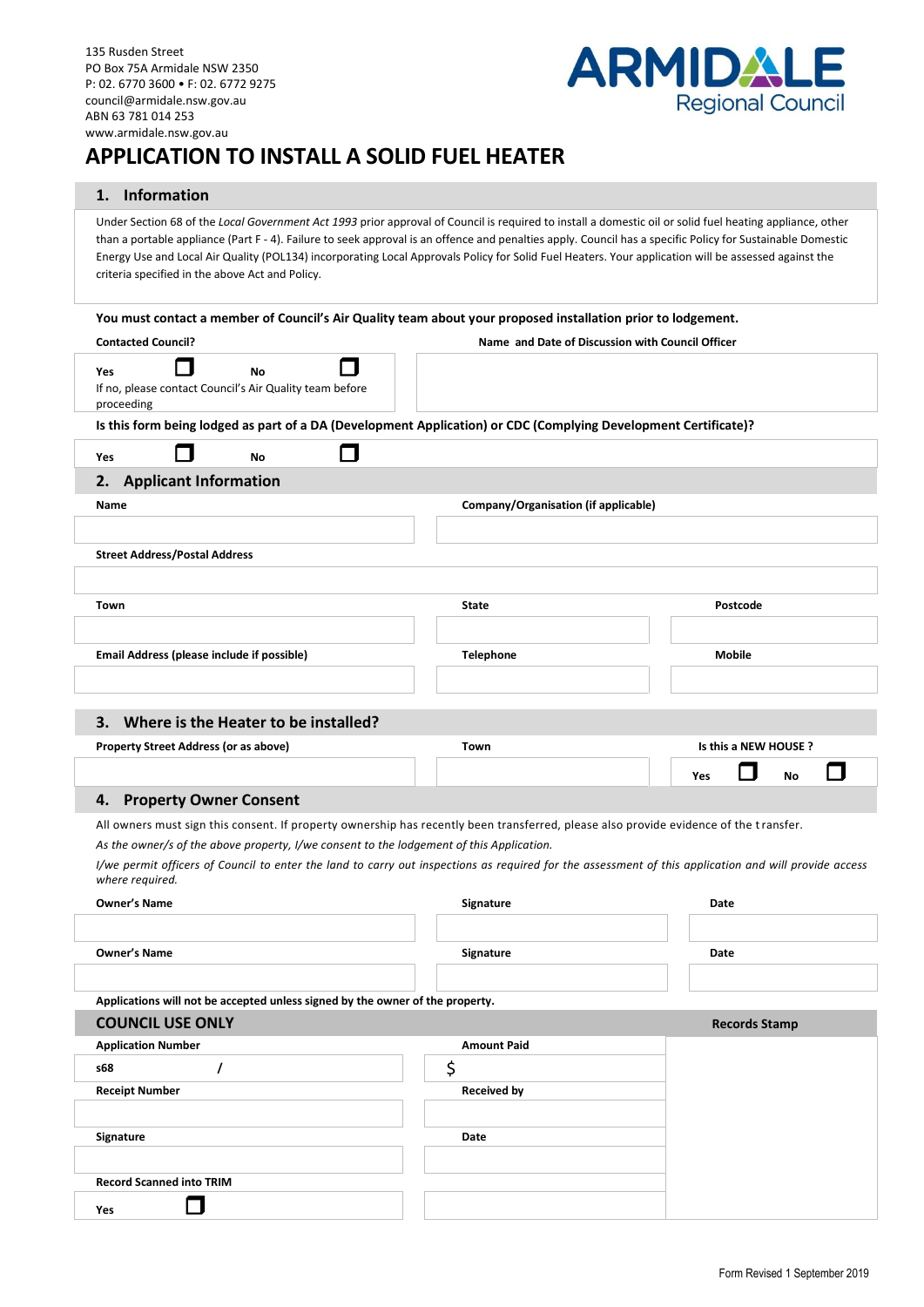135 Rusden Street
PO Box 75A Armidale NSW 2350
P: 02. 6770 3600 • F: 02. 6772 9275
council@armidale.nsw.gov.au
ABN 63 781 014 253
www.armidale.nsw.gov.au

ARMIDALE Regional Council

# APPLICATION TO INSTALL A SOLID FUEL HEATER

## 1. Information

Under Section 68 of the *Local Government Act 1993* prior approval of Council is required to install a domestic oil or solid fuel heating appliance, other than a portable appliance (Part F - 4). Failure to seek approval is an offence and penalties apply. Council has a specific Policy for Sustainable Domestic Energy Use and Local Air Quality (POL134) incorporating Local Approvals Policy for Solid Fuel Heaters. Your application will be assessed against the criteria specified in the above Act and Policy.

**You must contact a member of Council's Air Quality team about your proposed installation prior to lodgement.**

| **Contacted Council?** | **Name and Date of Discussion with Council Officer** |
|---|---|
| Yes ☐ No ☐<br>If no, please contact Council's Air Quality team before proceeding | |

**Is this form being lodged as part of a DA (Development Application) or CDC (Complying Development Certificate)?**

Yes ☐ No ☐

## 2. Applicant Information

| **Name** | **Company/Organisation (if applicable)** | |
|---|---|---|
| | | |
| **Street Address/Postal Address** | | |
| | | |
| **Town** | **State** | **Postcode** |
| | | |
| **Email Address (please include if possible)** | **Telephone** | **Mobile** |
| | | |

## 3. Where is the Heater to be installed?

| **Property Street Address (or as above)** | **Town** | **Is this a NEW HOUSE ?** |
|---|---|---|
| | | Yes ☐ No ☐ |

## 4. Property Owner Consent

All owners must sign this consent. If property ownership has recently been transferred, please also provide evidence of the transfer.

*As the owner/s of the above property, I/we consent to the lodgement of this Application.*

*I/we permit officers of Council to enter the land to carry out inspections as required for the assessment of this application and will provide access where required.*

| **Owner's Name** | **Signature** | **Date** |
|---|---|---|
| | | |
| **Owner's Name** | **Signature** | **Date** |
| | | |

**Applications will not be accepted unless signed by the owner of the property.**

| **COUNCIL USE ONLY** | | **Records Stamp** |
|---|---|---|
| **Application Number** | **Amount Paid** | |
| s68 / | $ | |
| **Receipt Number** | **Received by** | |
| | | |
| **Signature** | **Date** | |
| | | |
| **Record Scanned into TRIM** | | |
| Yes ☐ | | |

Form Revised 1 September 2019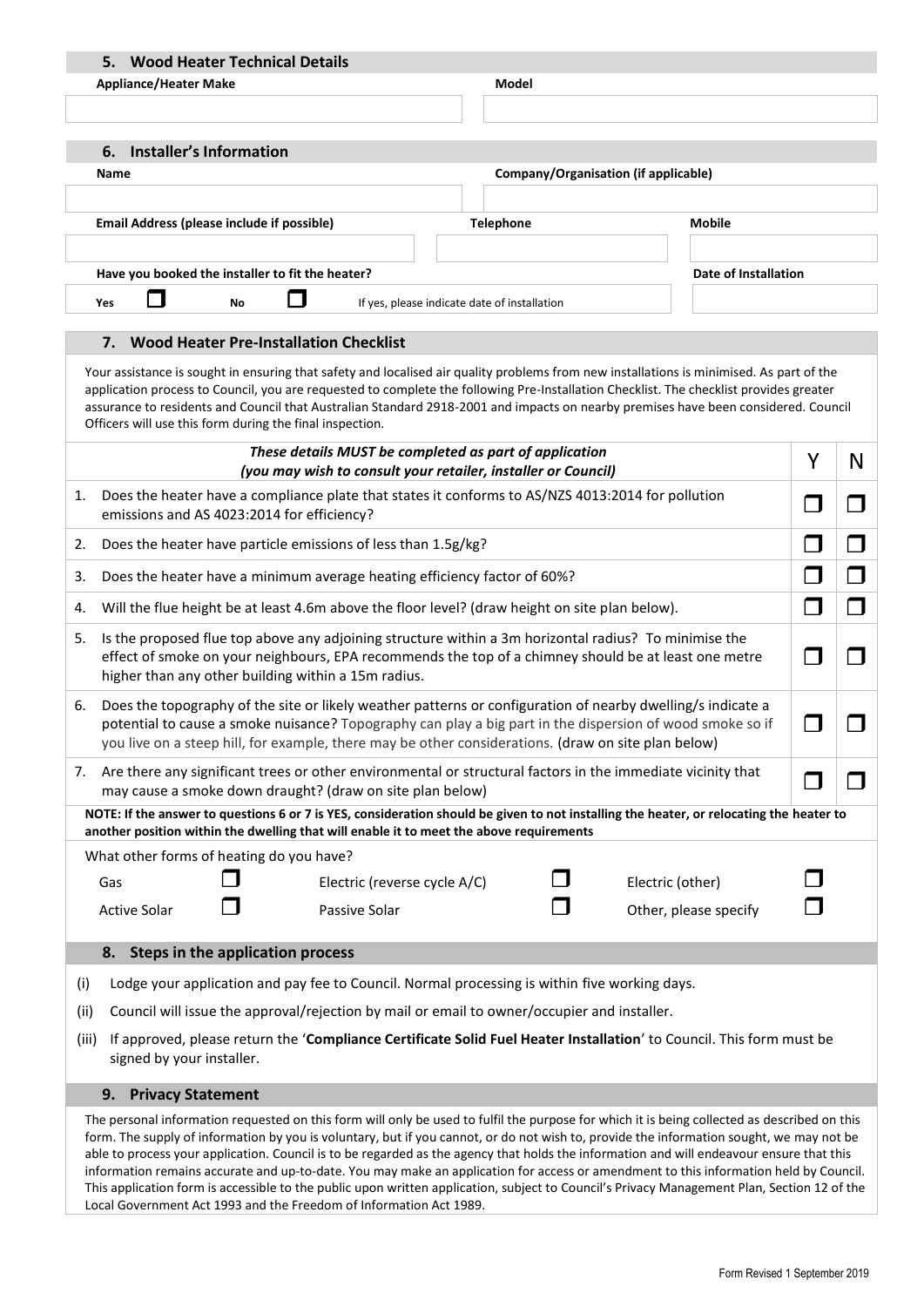## 5. Wood Heater Technical Details

| Appliance/Heater Make | Model |
|---|---|
| | |

## 6. Installer's Information

| Name | Company/Organisation (if applicable) | |
|---|---|---|
| | | |
| **Email Address (please include if possible)** | **Telephone** | **Mobile** |
| | | |

**Have you booked the installer to fit the heater?**

Yes ☐ No ☐ If yes, please indicate date of installation

**Date of Installation**

## 7. Wood Heater Pre-Installation Checklist

Your assistance is sought in ensuring that safety and localised air quality problems from new installations is minimised. As part of the application process to Council, you are requested to complete the following Pre-Installation Checklist. The checklist provides greater assurance to residents and Council that Australian Standard 2918-2001 and impacts on nearby premises have been considered. Council Officers will use this form during the final inspection.

| ***These details MUST be completed as part of application (you may wish to consult your retailer, installer or Council)*** | Y | N |
|---|---|---|
| 1. Does the heater have a compliance plate that states it conforms to AS/NZS 4013:2014 for pollution emissions and AS 4023:2014 for efficiency? | ☐ | ☐ |
| 2. Does the heater have particle emissions of less than 1.5g/kg? | ☐ | ☐ |
| 3. Does the heater have a minimum average heating efficiency factor of 60%? | ☐ | ☐ |
| 4. Will the flue height be at least 4.6m above the floor level? (draw height on site plan below). | ☐ | ☐ |
| 5. Is the proposed flue top above any adjoining structure within a 3m horizontal radius? To minimise the effect of smoke on your neighbours, EPA recommends the top of a chimney should be at least one metre higher than any other building within a 15m radius. | ☐ | ☐ |
| 6. Does the topography of the site or likely weather patterns or configuration of nearby dwelling/s indicate a potential to cause a smoke nuisance? Topography can play a big part in the dispersion of wood smoke so if you live on a steep hill, for example, there may be other considerations. (draw on site plan below) | ☐ | ☐ |
| 7. Are there any significant trees or other environmental or structural factors in the immediate vicinity that may cause a smoke down draught? (draw on site plan below) | ☐ | ☐ |

**NOTE: If the answer to questions 6 or 7 is YES, consideration should be given to not installing the heater, or relocating the heater to another position within the dwelling that will enable it to meet the above requirements**

What other forms of heating do you have?

| | | | | | |
|---|---|---|---|---|---|
| Gas | ☐ | Electric (reverse cycle A/C) | ☐ | Electric (other) | ☐ |
| Active Solar | ☐ | Passive Solar | ☐ | Other, please specify | ☐ |

## 8. Steps in the application process

(i) Lodge your application and pay fee to Council. Normal processing is within five working days.

(ii) Council will issue the approval/rejection by mail or email to owner/occupier and installer.

(iii) If approved, please return the '**Compliance Certificate Solid Fuel Heater Installation**' to Council. This form must be signed by your installer.

## 9. Privacy Statement

The personal information requested on this form will only be used to fulfil the purpose for which it is being collected as described on this form. The supply of information by you is voluntary, but if you cannot, or do not wish to, provide the information sought, we may not be able to process your application. Council is to be regarded as the agency that holds the information and will endeavour ensure that this information remains accurate and up-to-date. You may make an application for access or amendment to this information held by Council. This application form is accessible to the public upon written application, subject to Council's Privacy Management Plan, Section 12 of the Local Government Act 1993 and the Freedom of Information Act 1989.

Form Revised 1 September 2019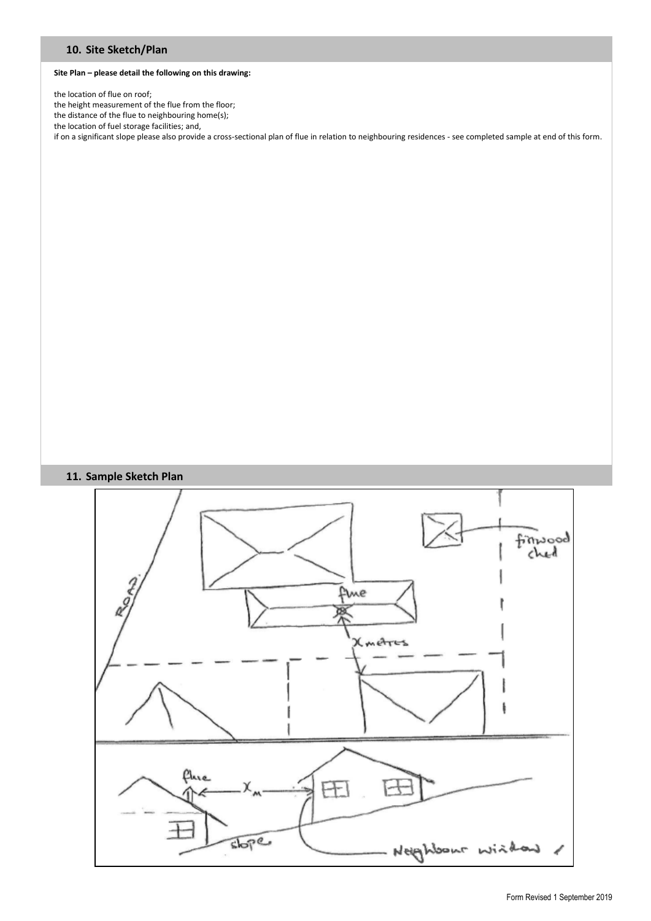## 10. Site Sketch/Plan

**Site Plan – please detail the following on this drawing:**

the location of flue on roof;
the height measurement of the flue from the floor;
the distance of the flue to neighbouring home(s);
the location of fuel storage facilities; and,
if on a significant slope please also provide a cross-sectional plan of flue in relation to neighbouring residences - see completed sample at end of this form.

## 11. Sample Sketch Plan

ROAD

flue

X metres

firewood shed

flue

X m

slope

Neighbour window